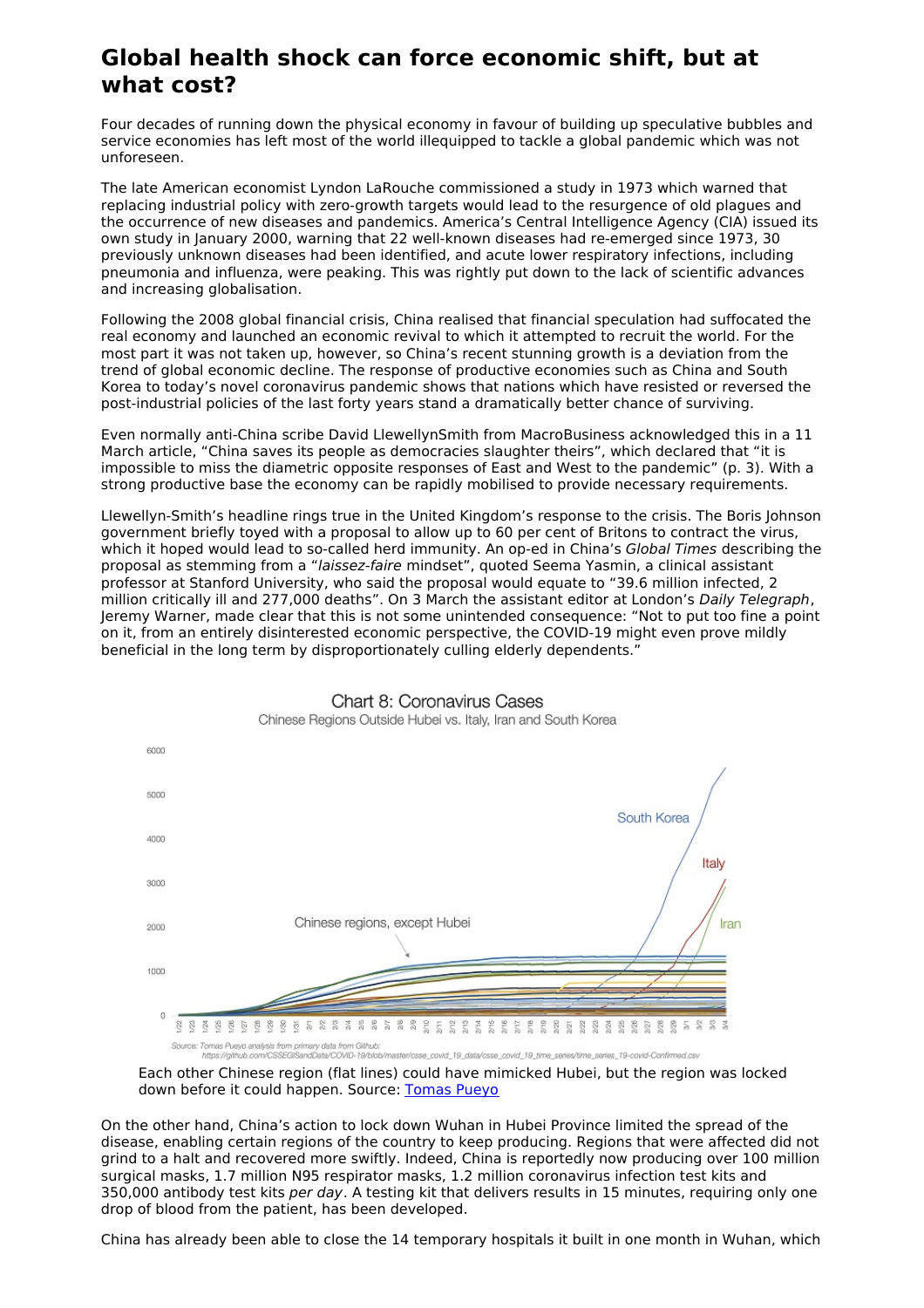# Global health shock can force economic shift, but at what cost?

Four decades of running down the physical economy in favour of building up speculative bubbles and service economies has left most of the world illequipped to tackle a global pandemic which was not unforeseen.

The late American economist Lyndon LaRouche commissioned a study in 1973 which warned that replacing industrial policy with zero-growth targets would lead to the resurgence of old plagues and the occurrence of new diseases and pandemics. America's Central Intelligence Agency (CIA) issued its own study in January 2000, warning that 22 well-known diseases had re-emerged since 1973, 30 previously unknown diseases had been identified, and acute lower respiratory infections, including pneumonia and influenza, were peaking. This was rightly put down to the lack of scientific advances and increasing globalisation.

Following the 2008 global financial crisis, China realised that financial speculation had suffocated the real economy and launched an economic revival to which it attempted to recruit the world. For the most part it was not taken up, however, so China's recent stunning growth is a deviation from the trend of global economic decline. The response of productive economies such as China and South Korea to today's novel coronavirus pandemic shows that nations which have resisted or reversed the post-industrial policies of the last forty years stand a dramatically better chance of surviving.

Even normally anti-China scribe David LlewellynSmith from MacroBusiness acknowledged this in a 11 March article, "China saves its people as democracies slaughter theirs", which declared that "it is impossible to miss the diametric opposite responses of East and West to the pandemic" (p. 3). With a strong productive base the economy can be rapidly mobilised to provide necessary requirements.

Llewellyn-Smith's headline rings true in the United Kingdom's response to the crisis. The Boris Johnson government briefly toyed with a proposal to allow up to 60 per cent of Britons to contract the virus, which it hoped would lead to so-called herd immunity. An op-ed in China's *Global Times* describing the proposal as stemming from a "*laissez-faire* mindset", quoted Seema Yasmin, a clinical assistant professor at Stanford University, who said the proposal would equate to "39.6 million infected, 2 million critically ill and 277,000 deaths". On 3 March the assistant editor at London's *Daily Telegraph*, Jeremy Warner, made clear that this is not some unintended consequence: "Not to put too fine a point on it, from an entirely disinterested economic perspective, the COVID-19 might even prove mildly beneficial in the long term by disproportionately culling elderly dependents."

Chart 8: Coronavirus Cases

Chinese Regions Outside Hubei vs. Italy, Iran and South Korea

Source: Tomas Pueyo analysis from primary data from Github: https://github.com/CSSEGISandData/COVID-19/blob/master/csse_covid_19_data/csse_covid_19_time_series/time_series_19-covid-Confirmed.csv

Each other Chinese region (flat lines) could have mimicked Hubei, but the region was locked down before it could happen. Source: [Tomas Pueyo]

On the other hand, China's action to lock down Wuhan in Hubei Province limited the spread of the disease, enabling certain regions of the country to keep producing. Regions that were affected did not grind to a halt and recovered more swiftly. Indeed, China is reportedly now producing over 100 million surgical masks, 1.7 million N95 respirator masks, 1.2 million coronavirus infection test kits and 350,000 antibody test kits *per day*. A testing kit that delivers results in 15 minutes, requiring only one drop of blood from the patient, has been developed.

China has already been able to close the 14 temporary hospitals it built in one month in Wuhan, which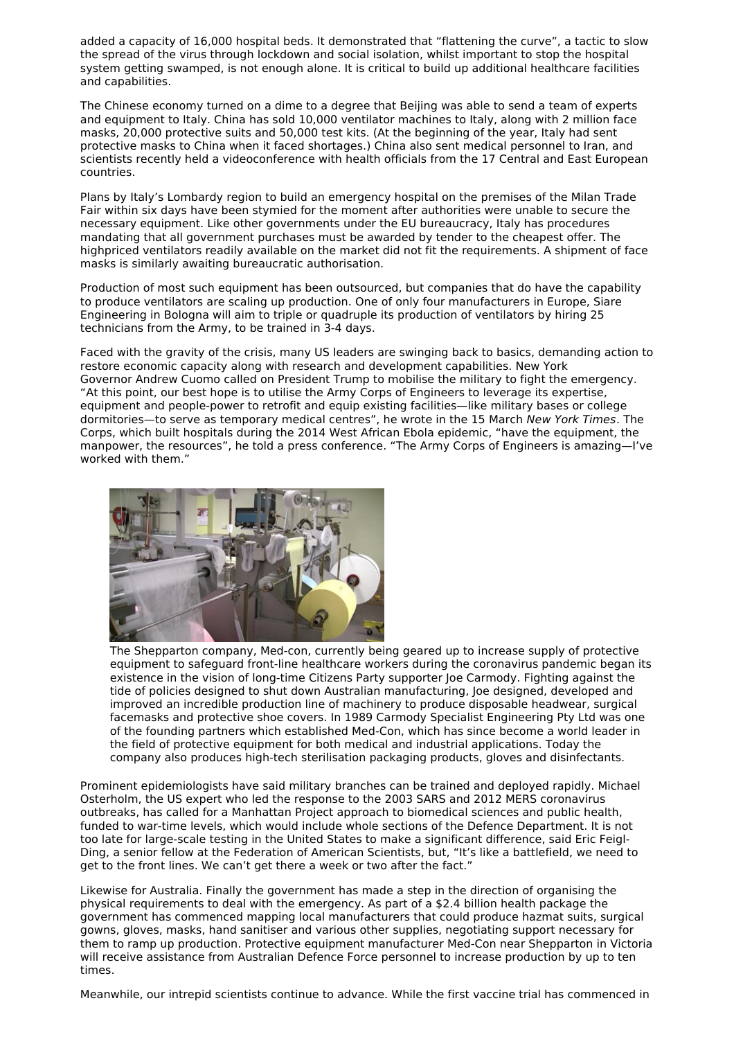added a capacity of 16,000 hospital beds. It demonstrated that "flattening the curve", a tactic to slow the spread of the virus through lockdown and social isolation, whilst important to stop the hospital system getting swamped, is not enough alone. It is critical to build up additional healthcare facilities and capabilities.

The Chinese economy turned on a dime to a degree that Beijing was able to send a team of experts and equipment to Italy. China has sold 10,000 ventilator machines to Italy, along with 2 million face masks, 20,000 protective suits and 50,000 test kits. (At the beginning of the year, Italy had sent protective masks to China when it faced shortages.) China also sent medical personnel to Iran, and scientists recently held a videoconference with health officials from the 17 Central and East European countries.

Plans by Italy's Lombardy region to build an emergency hospital on the premises of the Milan Trade Fair within six days have been stymied for the moment after authorities were unable to secure the necessary equipment. Like other governments under the EU bureaucracy, Italy has procedures mandating that all government purchases must be awarded by tender to the cheapest offer. The highpriced ventilators readily available on the market did not fit the requirements. A shipment of face masks is similarly awaiting bureaucratic authorisation.

Production of most such equipment has been outsourced, but companies that do have the capability to produce ventilators are scaling up production. One of only four manufacturers in Europe, Siare Engineering in Bologna will aim to triple or quadruple its production of ventilators by hiring 25 technicians from the Army, to be trained in 3-4 days.

Faced with the gravity of the crisis, many US leaders are swinging back to basics, demanding action to restore economic capacity along with research and development capabilities. New York Governor Andrew Cuomo called on President Trump to mobilise the military to fight the emergency. "At this point, our best hope is to utilise the Army Corps of Engineers to leverage its expertise, equipment and people-power to retrofit and equip existing facilities—like military bases or college dormitories—to serve as temporary medical centres", he wrote in the 15 March *New York Times*. The Corps, which built hospitals during the 2014 West African Ebola epidemic, "have the equipment, the manpower, the resources", he told a press conference. "The Army Corps of Engineers is amazing—I've worked with them."

The Shepparton company, Med-con, currently being geared up to increase supply of protective equipment to safeguard front-line healthcare workers during the coronavirus pandemic began its existence in the vision of long-time Citizens Party supporter Joe Carmody. Fighting against the tide of policies designed to shut down Australian manufacturing, Joe designed, developed and improved an incredible production line of machinery to produce disposable headwear, surgical facemasks and protective shoe covers. In 1989 Carmody Specialist Engineering Pty Ltd was one of the founding partners which established Med-Con, which has since become a world leader in the field of protective equipment for both medical and industrial applications. Today the company also produces high-tech sterilisation packaging products, gloves and disinfectants.

Prominent epidemiologists have said military branches can be trained and deployed rapidly. Michael Osterholm, the US expert who led the response to the 2003 SARS and 2012 MERS coronavirus outbreaks, has called for a Manhattan Project approach to biomedical sciences and public health, funded to war-time levels, which would include whole sections of the Defence Department. It is not too late for large-scale testing in the United States to make a significant difference, said Eric Feigl-Ding, a senior fellow at the Federation of American Scientists, but, "It's like a battlefield, we need to get to the front lines. We can't get there a week or two after the fact."

Likewise for Australia. Finally the government has made a step in the direction of organising the physical requirements to deal with the emergency. As part of a $2.4 billion health package the government has commenced mapping local manufacturers that could produce hazmat suits, surgical gowns, gloves, masks, hand sanitiser and various other supplies, negotiating support necessary for them to ramp up production. Protective equipment manufacturer Med-Con near Shepparton in Victoria will receive assistance from Australian Defence Force personnel to increase production by up to ten times.

Meanwhile, our intrepid scientists continue to advance. While the first vaccine trial has commenced in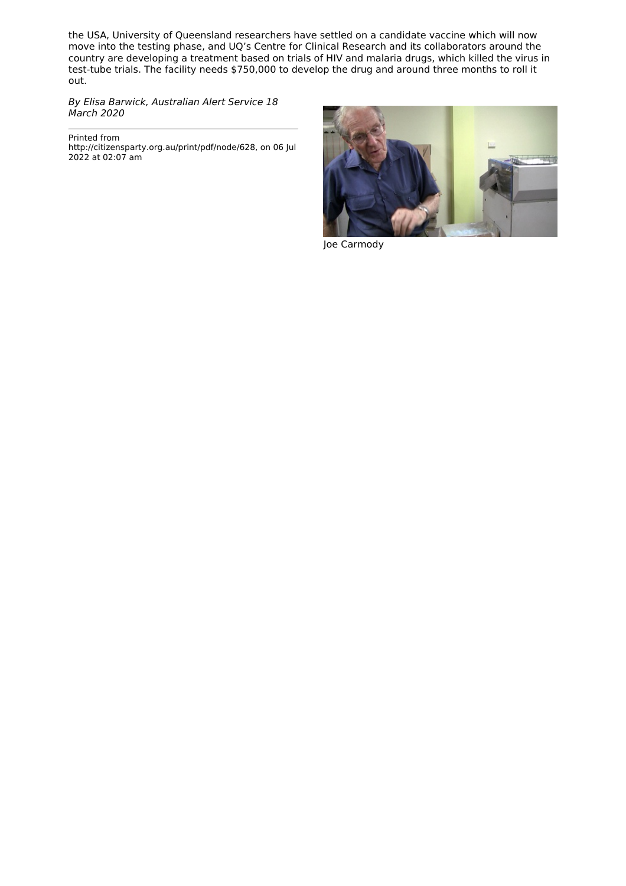the USA, University of Queensland researchers have settled on a candidate vaccine which will now move into the testing phase, and UQ's Centre for Clinical Research and its collaborators around the country are developing a treatment based on trials of HIV and malaria drugs, which killed the virus in test-tube trials. The facility needs $750,000 to develop the drug and around three months to roll it out.

*By Elisa Barwick, Australian Alert Service 18 March 2020*

Joe Carmody

---

Printed from http://citizensparty.org.au/print/pdf/node/628, on 06 Jul 2022 at 02:07 am